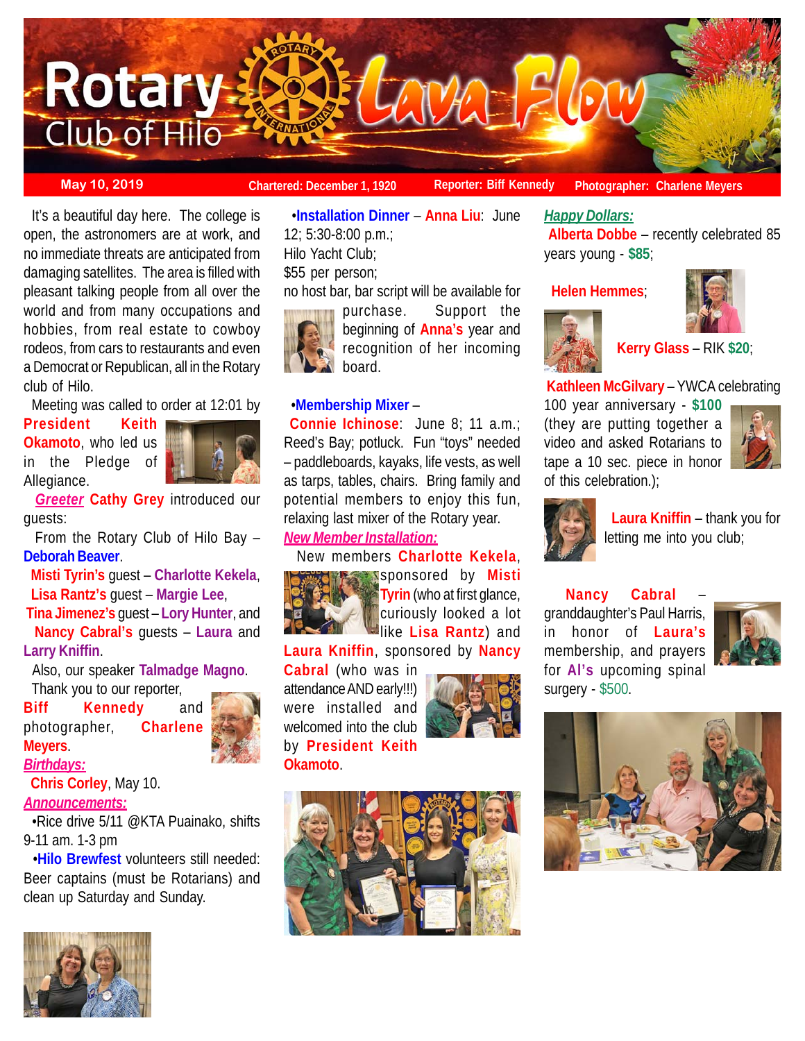# Rotary Club of Hilo — Lava Flow

**May 10, 2019** | **Chartered: December 1, 1920** | **Reporter: Biff Kennedy** | **Photographer: Charlene Meyers**

It's a beautiful day here. The college is open, the astronomers are at work, and no immediate threats are anticipated from damaging satellites. The area is filled with pleasant talking people from all over the world and from many occupations and hobbies, from real estate to cowboy rodeos, from cars to restaurants and even a Democrat or Republican, all in the Rotary club of Hilo.

Meeting was called to order at 12:01 by **President Keith Okamoto**, who led us in the Pledge of Allegiance.

*Greeter* **Cathy Grey** introduced our guests:

From the Rotary Club of Hilo Bay – **Deborah Beaver**.

**Misti Tyrin's** guest – **Charlotte Kekela**,
**Lisa Rantz's** guest – **Margie Lee**,
**Tina Jimenez's** guest – **Lory Hunter**, and
**Nancy Cabral's** guests – **Laura** and **Larry Kniffin**.

Also, our speaker **Talmadge Magno**.

Thank you to our reporter, **Biff Kennedy** and photographer, **Charlene Meyers**.

*Birthdays:*

**Chris Corley**, May 10.

*Announcements:*

•Rice drive 5/11 @KTA Puainako, shifts 9-11 am. 1-3 pm

•**Hilo Brewfest** volunteers still needed: Beer captains (must be Rotarians) and clean up Saturday and Sunday.

•**Installation Dinner** – **Anna Liu**: June 12; 5:30-8:00 p.m.;
Hilo Yacht Club;
$55 per person;
no host bar, bar script will be available for purchase. Support the beginning of **Anna's** year and recognition of her incoming board.

•**Membership Mixer** – **Connie Ichinose**: June 8; 11 a.m.; Reed's Bay; potluck. Fun "toys" needed – paddleboards, kayaks, life vests, as well as tarps, tables, chairs. Bring family and potential members to enjoy this fun, relaxing last mixer of the Rotary year.

*New Member Installation:*

New members **Charlotte Kekela**, sponsored by **Misti Tyrin** (who at first glance, curiously looked a lot like **Lisa Rantz**) and **Laura Kniffin**, sponsored by **Nancy Cabral** (who was in attendance AND early!!!) were installed and welcomed into the club by **President Keith Okamoto**.

*Happy Dollars:*

**Alberta Dobbe** – recently celebrated 85 years young - **$85**;

**Helen Hemmes**;

**Kerry Glass** – RIK **$20**;

**Kathleen McGilvary** – YWCA celebrating 100 year anniversary - **$100** (they are putting together a video and asked Rotarians to tape a 10 sec. piece in honor of this celebration.);

**Laura Kniffin** – thank you for letting me into you club;

**Nancy Cabral** – granddaughter's Paul Harris, in honor of **Laura's** membership, and prayers for **Al's** upcoming spinal surgery - $500.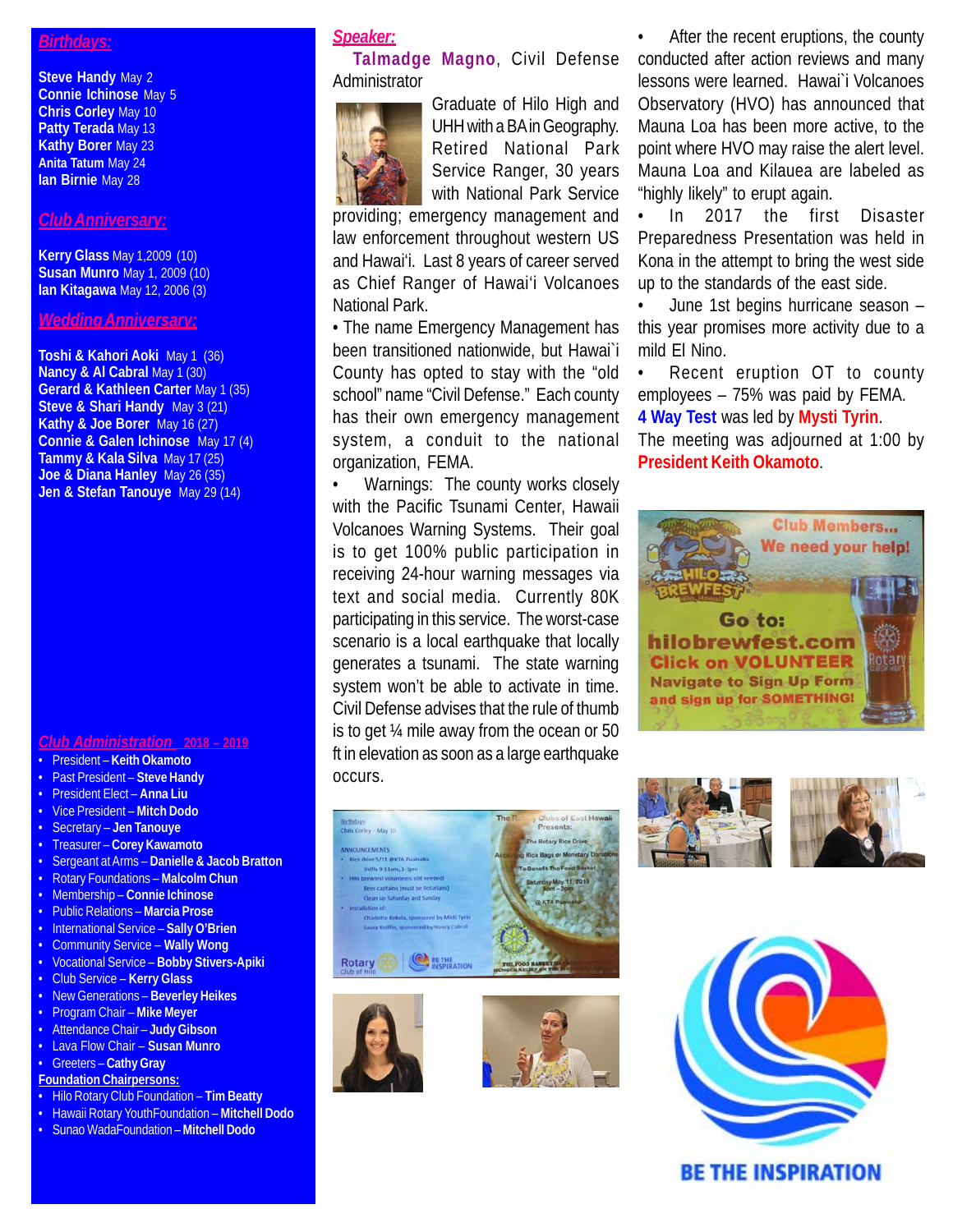## Birthdays:

**Steve Handy** May 2
**Connie Ichinose** May 5
**Chris Corley** May 10
**Patty Terada** May 13
**Kathy Borer** May 23
**Anita Tatum** May 24
**Ian Birnie** May 28

## Club Anniversary:

**Kerry Glass** May 1,2009 (10)
**Susan Munro** May 1, 2009 (10)
**Ian Kitagawa** May 12, 2006 (3)

## Wedding Anniversary:

**Toshi & Kahori Aoki** May 1 (36)
**Nancy & Al Cabral** May 1 (30)
**Gerard & Kathleen Carter** May 1 (35)
**Steve & Shari Handy** May 3 (21)
**Kathy & Joe Borer** May 16 (27)
**Connie & Galen Ichinose** May 17 (4)
**Tammy & Kala Silva** May 17 (25)
**Joe & Diana Hanley** May 26 (35)
**Jen & Stefan Tanouye** May 29 (14)

## Club Administration 2018 – 2019

- President – **Keith Okamoto**
- Past President – **Steve Handy**
- President Elect – **Anna Liu**
- Vice President – **Mitch Dodo**
- Secretary – **Jen Tanouye**
- Treasurer – **Corey Kawamoto**
- Sergeant at Arms – **Danielle & Jacob Bratton**
- Rotary Foundations – **Malcolm Chun**
- Membership – **Connie Ichinose**
- Public Relations – **Marcia Prose**
- International Service – **Sally O'Brien**
- Community Service – **Wally Wong**
- Vocational Service – **Bobby Stivers-Apiki**
- Club Service – **Kerry Glass**
- New Generations – **Beverley Heikes**
- Program Chair – **Mike Meyer**
- Attendance Chair – **Judy Gibson**
- Lava Flow Chair – **Susan Munro**
- Greeters – **Cathy Gray**

**Foundation Chairpersons:**

- Hilo Rotary Club Foundation – **Tim Beatty**
- Hawaii Rotary YouthFoundation – **Mitchell Dodo**
- Sunao WadaFoundation – **Mitchell Dodo**

## Speaker:

**Talmadge Magno**, Civil Defense Administrator

Graduate of Hilo High and UHH with a BA in Geography. Retired National Park Service Ranger, 30 years with National Park Service providing; emergency management and law enforcement throughout western US and Hawai'i. Last 8 years of career served as Chief Ranger of Hawai'i Volcanoes National Park.

- The name Emergency Management has been transitioned nationwide, but Hawai`i County has opted to stay with the "old school" name "Civil Defense." Each county has their own emergency management system, a conduit to the national organization, FEMA.
- Warnings: The county works closely with the Pacific Tsunami Center, Hawaii Volcanoes Warning Systems. Their goal is to get 100% public participation in receiving 24-hour warning messages via text and social media. Currently 80K participating in this service. The worst-case scenario is a local earthquake that locally generates a tsunami. The state warning system won't be able to activate in time. Civil Defense advises that the rule of thumb is to get ¼ mile away from the ocean or 50 ft in elevation as soon as a large earthquake occurs.
- After the recent eruptions, the county conducted after action reviews and many lessons were learned. Hawai`i Volcanoes Observatory (HVO) has announced that Mauna Loa has been more active, to the point where HVO may raise the alert level. Mauna Loa and Kilauea are labeled as "highly likely" to erupt again.
- In 2017 the first Disaster Preparedness Presentation was held in Kona in the attempt to bring the west side up to the standards of the east side.
- June 1st begins hurricane season – this year promises more activity due to a mild El Nino.
- Recent eruption OT to county employees – 75% was paid by FEMA.

**4 Way Test** was led by **Mysti Tyrin**.

The meeting was adjourned at 1:00 by **President Keith Okamoto**.

Club Members... We need your help!

Go to: hilobrewfest.com
Click on VOLUNTEER
Navigate to Sign Up Form
and sign up for SOMETHING!

BE THE INSPIRATION